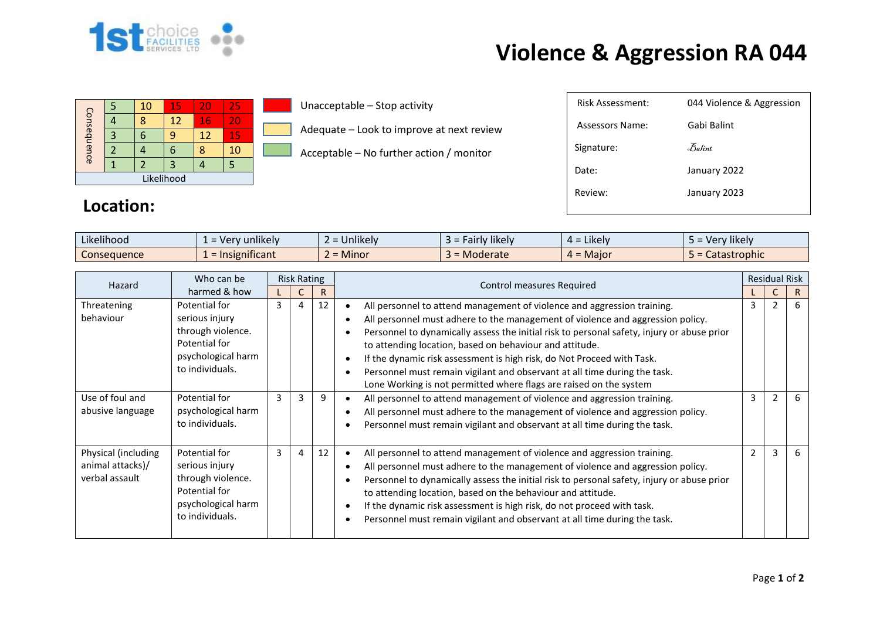# Violence & Aggression RA 044

| Consequence | | | | | |
|---|---|---|---|---|---|
| 5 | 5 | 10 | 15 | 20 | 25 |
| 4 | 4 | 8 | 12 | 16 | 20 |
| 3 | 3 | 6 | 9 | 12 | 15 |
| 2 | 2 | 4 | 6 | 8 | 10 |
| 1 | 1 | 2 | 3 | 4 | 5 |
| | Likelihood | | | | |

- Unacceptable – Stop activity
- Adequate – Look to improve at next review
- Acceptable – No further action / monitor

| | |
|---|---|
| Risk Assessment: | 044 Violence & Aggression |
| Assessors Name: | Gabi Balint |
| Signature: | Balint |
| Date: | January 2022 |
| Review: | January 2023 |

## Location:

| | | | | | |
|---|---|---|---|---|---|
| Likelihood | 1 = Very unlikely | 2 = Unlikely | 3 = Fairly likely | 4 = Likely | 5 = Very likely |
| Consequence | 1 = Insignificant | 2 = Minor | 3 = Moderate | 4 = Major | 5 = Catastrophic |

| Hazard | Who can be harmed & how | Risk Rating | | | Control measures Required | Residual Risk | | |
|---|---|---|---|---|---|---|---|---|
| | | L | C | R | | L | C | R |
| Threatening behaviour | Potential for serious injury through violence. Potential for psychological harm to individuals. | 3 | 4 | 12 | • All personnel to attend management of violence and aggression training.<br>• All personnel must adhere to the management of violence and aggression policy.<br>• Personnel to dynamically assess the initial risk to personal safety, injury or abuse prior to attending location, based on behaviour and attitude.<br>• If the dynamic risk assessment is high risk, do Not Proceed with Task.<br>• Personnel must remain vigilant and observant at all time during the task.<br>Lone Working is not permitted where flags are raised on the system | 3 | 2 | 6 |
| Use of foul and abusive language | Potential for psychological harm to individuals. | 3 | 3 | 9 | • All personnel to attend management of violence and aggression training.<br>• All personnel must adhere to the management of violence and aggression policy.<br>• Personnel must remain vigilant and observant at all time during the task. | 3 | 2 | 6 |
| Physical (including animal attacks)/ verbal assault | Potential for serious injury through violence. Potential for psychological harm to individuals. | 3 | 4 | 12 | • All personnel to attend management of violence and aggression training.<br>• All personnel must adhere to the management of violence and aggression policy.<br>• Personnel to dynamically assess the initial risk to personal safety, injury or abuse prior to attending location, based on the behaviour and attitude.<br>• If the dynamic risk assessment is high risk, do not proceed with task.<br>• Personnel must remain vigilant and observant at all time during the task. | 2 | 3 | 6 |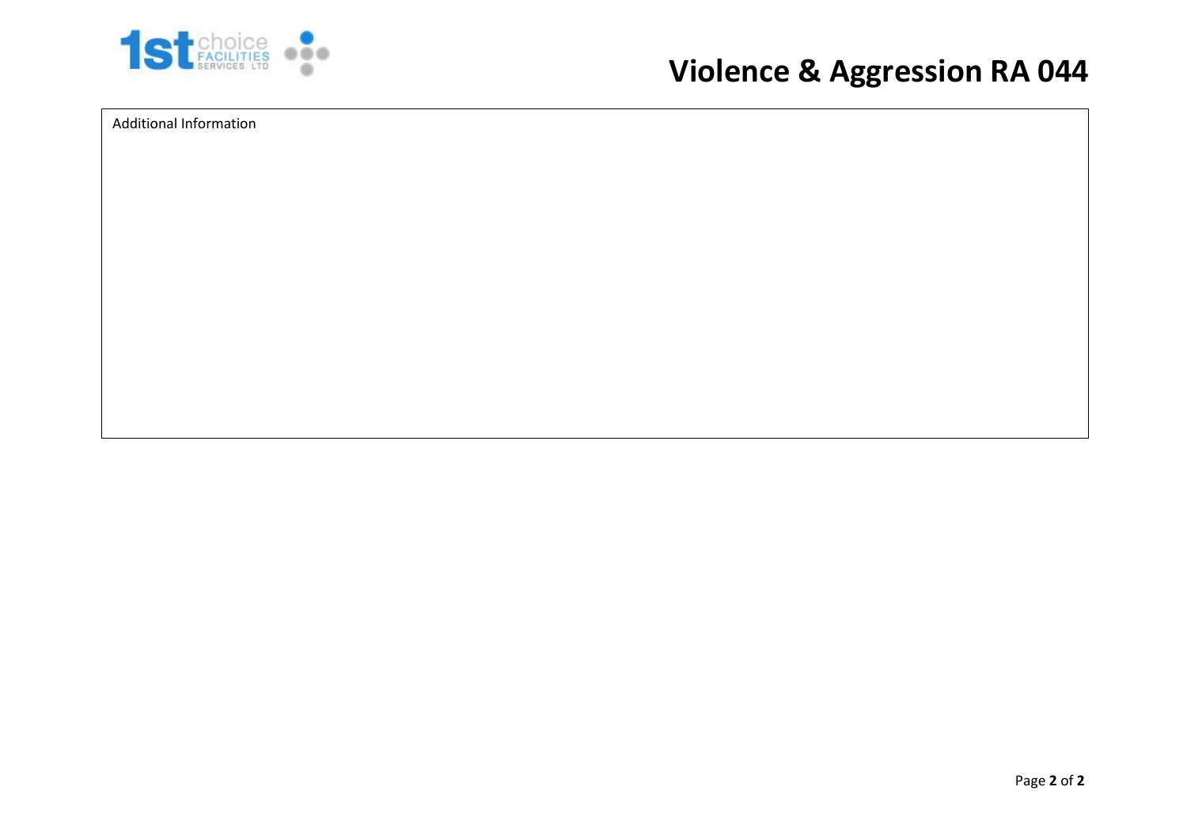# Violence & Aggression RA 044

| Additional Information |
| --- |
| |